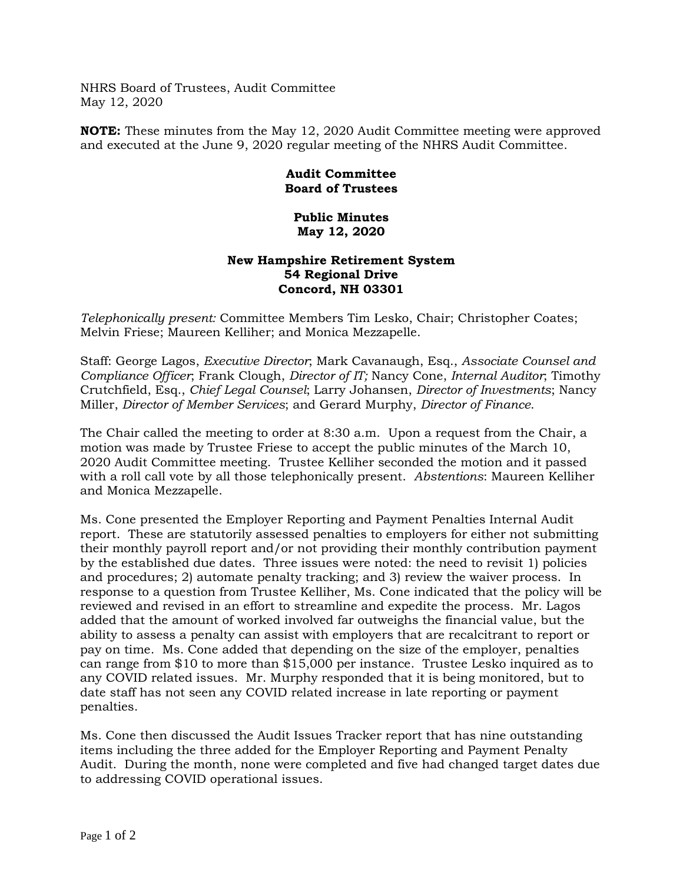NHRS Board of Trustees, Audit Committee
May 12, 2020

**NOTE:** These minutes from the May 12, 2020 Audit Committee meeting were approved and executed at the June 9, 2020 regular meeting of the NHRS Audit Committee.

**Audit Committee**
**Board of Trustees**

**Public Minutes**
**May 12, 2020**

**New Hampshire Retirement System**
**54 Regional Drive**
**Concord, NH 03301**

*Telephonically present:* Committee Members Tim Lesko, Chair; Christopher Coates; Melvin Friese; Maureen Kelliher; and Monica Mezzapelle.

Staff: George Lagos, *Executive Director*; Mark Cavanaugh, Esq., *Associate Counsel and Compliance Officer*; Frank Clough, *Director of IT;* Nancy Cone, *Internal Auditor*; Timothy Crutchfield, Esq., *Chief Legal Counsel*; Larry Johansen, *Director of Investments*; Nancy Miller, *Director of Member Services*; and Gerard Murphy, *Director of Finance*.

The Chair called the meeting to order at 8:30 a.m. Upon a request from the Chair, a motion was made by Trustee Friese to accept the public minutes of the March 10, 2020 Audit Committee meeting. Trustee Kelliher seconded the motion and it passed with a roll call vote by all those telephonically present. *Abstentions*: Maureen Kelliher and Monica Mezzapelle.

Ms. Cone presented the Employer Reporting and Payment Penalties Internal Audit report. These are statutorily assessed penalties to employers for either not submitting their monthly payroll report and/or not providing their monthly contribution payment by the established due dates. Three issues were noted: the need to revisit 1) policies and procedures; 2) automate penalty tracking; and 3) review the waiver process. In response to a question from Trustee Kelliher, Ms. Cone indicated that the policy will be reviewed and revised in an effort to streamline and expedite the process. Mr. Lagos added that the amount of worked involved far outweighs the financial value, but the ability to assess a penalty can assist with employers that are recalcitrant to report or pay on time. Ms. Cone added that depending on the size of the employer, penalties can range from $10 to more than $15,000 per instance. Trustee Lesko inquired as to any COVID related issues. Mr. Murphy responded that it is being monitored, but to date staff has not seen any COVID related increase in late reporting or payment penalties.

Ms. Cone then discussed the Audit Issues Tracker report that has nine outstanding items including the three added for the Employer Reporting and Payment Penalty Audit. During the month, none were completed and five had changed target dates due to addressing COVID operational issues.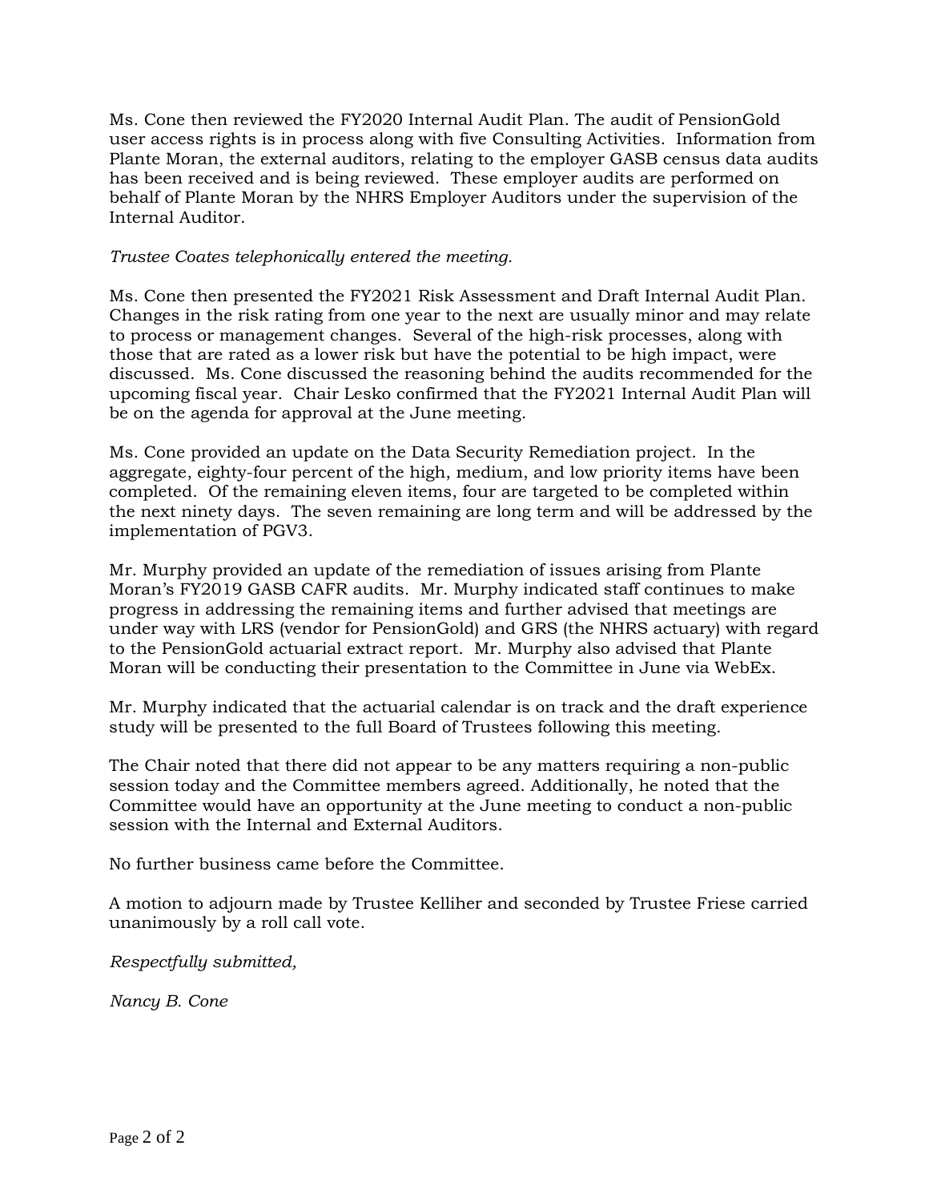Ms. Cone then reviewed the FY2020 Internal Audit Plan. The audit of PensionGold user access rights is in process along with five Consulting Activities. Information from Plante Moran, the external auditors, relating to the employer GASB census data audits has been received and is being reviewed. These employer audits are performed on behalf of Plante Moran by the NHRS Employer Auditors under the supervision of the Internal Auditor.

*Trustee Coates telephonically entered the meeting.*

Ms. Cone then presented the FY2021 Risk Assessment and Draft Internal Audit Plan. Changes in the risk rating from one year to the next are usually minor and may relate to process or management changes. Several of the high-risk processes, along with those that are rated as a lower risk but have the potential to be high impact, were discussed. Ms. Cone discussed the reasoning behind the audits recommended for the upcoming fiscal year. Chair Lesko confirmed that the FY2021 Internal Audit Plan will be on the agenda for approval at the June meeting.

Ms. Cone provided an update on the Data Security Remediation project. In the aggregate, eighty-four percent of the high, medium, and low priority items have been completed. Of the remaining eleven items, four are targeted to be completed within the next ninety days. The seven remaining are long term and will be addressed by the implementation of PGV3.

Mr. Murphy provided an update of the remediation of issues arising from Plante Moran's FY2019 GASB CAFR audits. Mr. Murphy indicated staff continues to make progress in addressing the remaining items and further advised that meetings are under way with LRS (vendor for PensionGold) and GRS (the NHRS actuary) with regard to the PensionGold actuarial extract report. Mr. Murphy also advised that Plante Moran will be conducting their presentation to the Committee in June via WebEx.

Mr. Murphy indicated that the actuarial calendar is on track and the draft experience study will be presented to the full Board of Trustees following this meeting.

The Chair noted that there did not appear to be any matters requiring a non-public session today and the Committee members agreed. Additionally, he noted that the Committee would have an opportunity at the June meeting to conduct a non-public session with the Internal and External Auditors.

No further business came before the Committee.

A motion to adjourn made by Trustee Kelliher and seconded by Trustee Friese carried unanimously by a roll call vote.

*Respectfully submitted,*

*Nancy B. Cone*